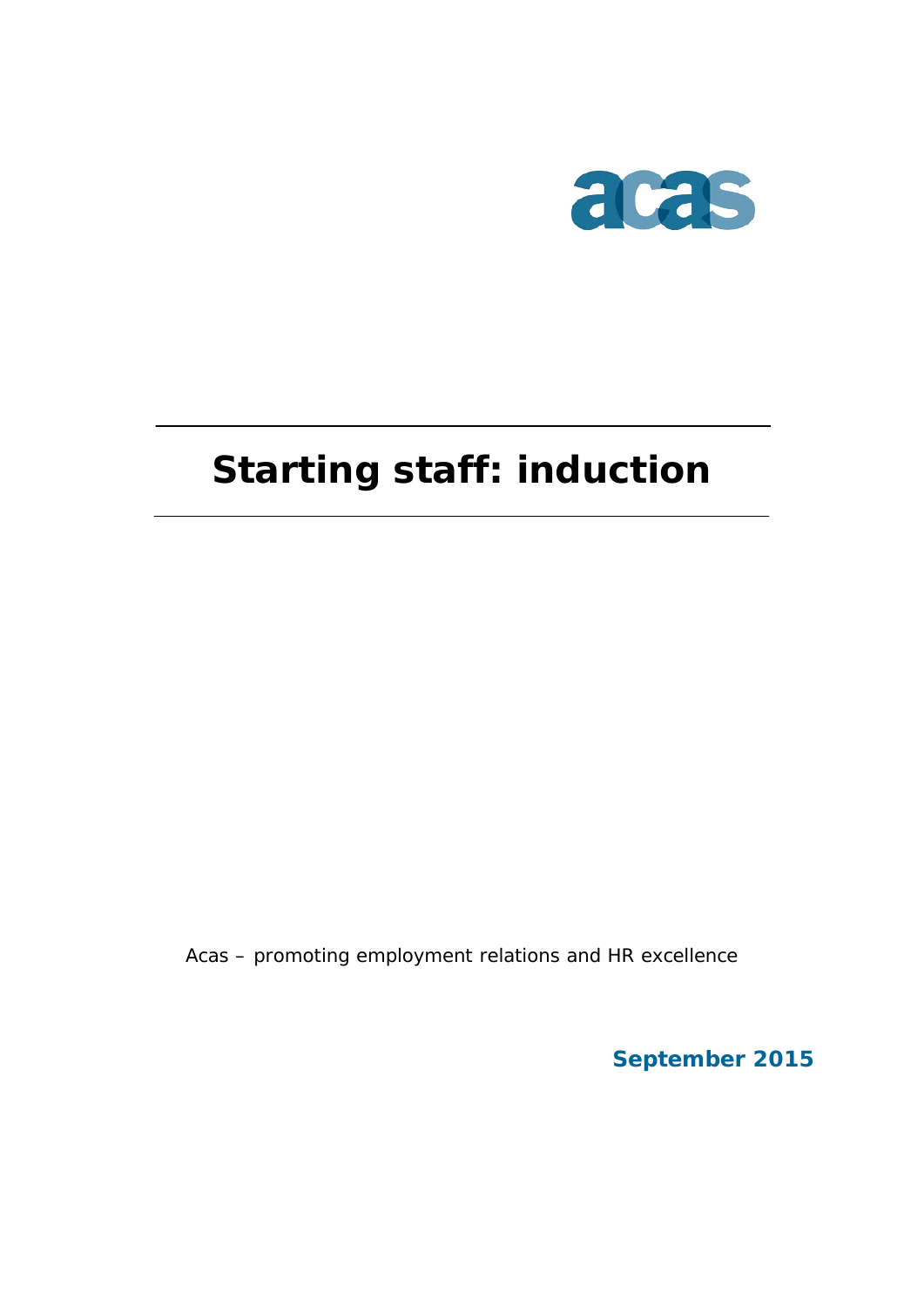acas

# Starting staff: induction

Acas – promoting employment relations and HR excellence

**September 2015**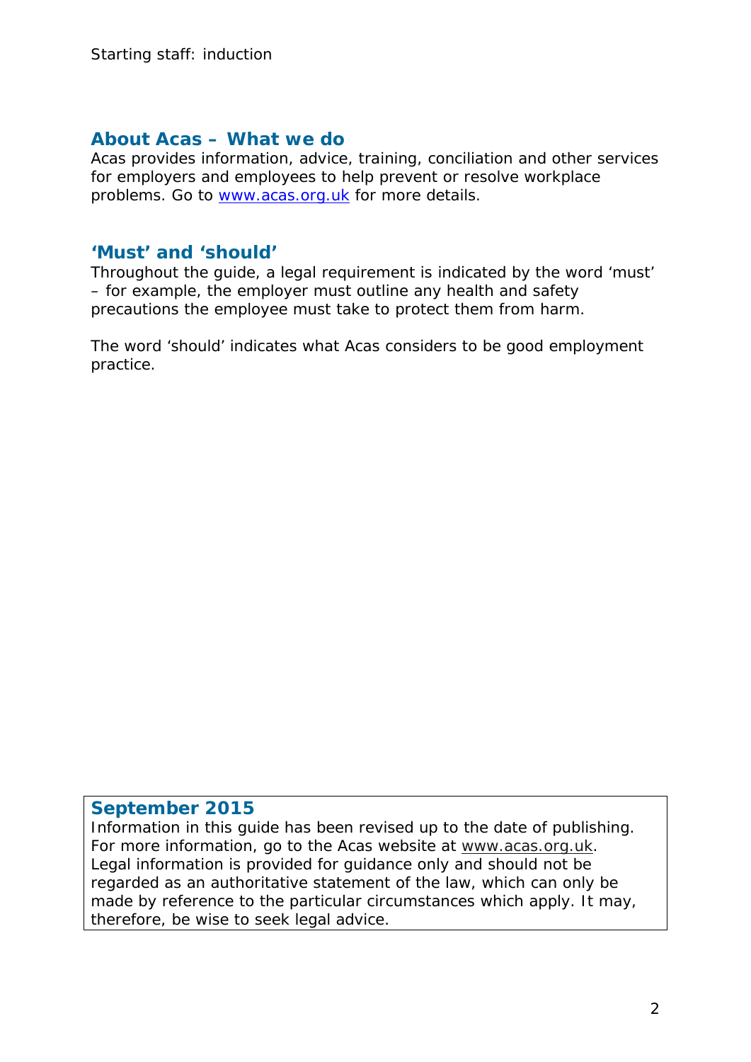## About Acas – What we do

Acas provides information, advice, training, conciliation and other services for employers and employees to help prevent or resolve workplace problems. Go to www.acas.org.uk for more details.

## 'Must' and 'should'

Throughout the guide, a legal requirement is indicated by the word 'must' – for example, the employer must outline any health and safety precautions the employee must take to protect them from harm.

The word 'should' indicates what Acas considers to be good employment practice.

## September 2015

Information in this guide has been revised up to the date of publishing. For more information, go to the Acas website at www.acas.org.uk. Legal information is provided for guidance only and should not be regarded as an authoritative statement of the law, which can only be made by reference to the particular circumstances which apply. It may, therefore, be wise to seek legal advice.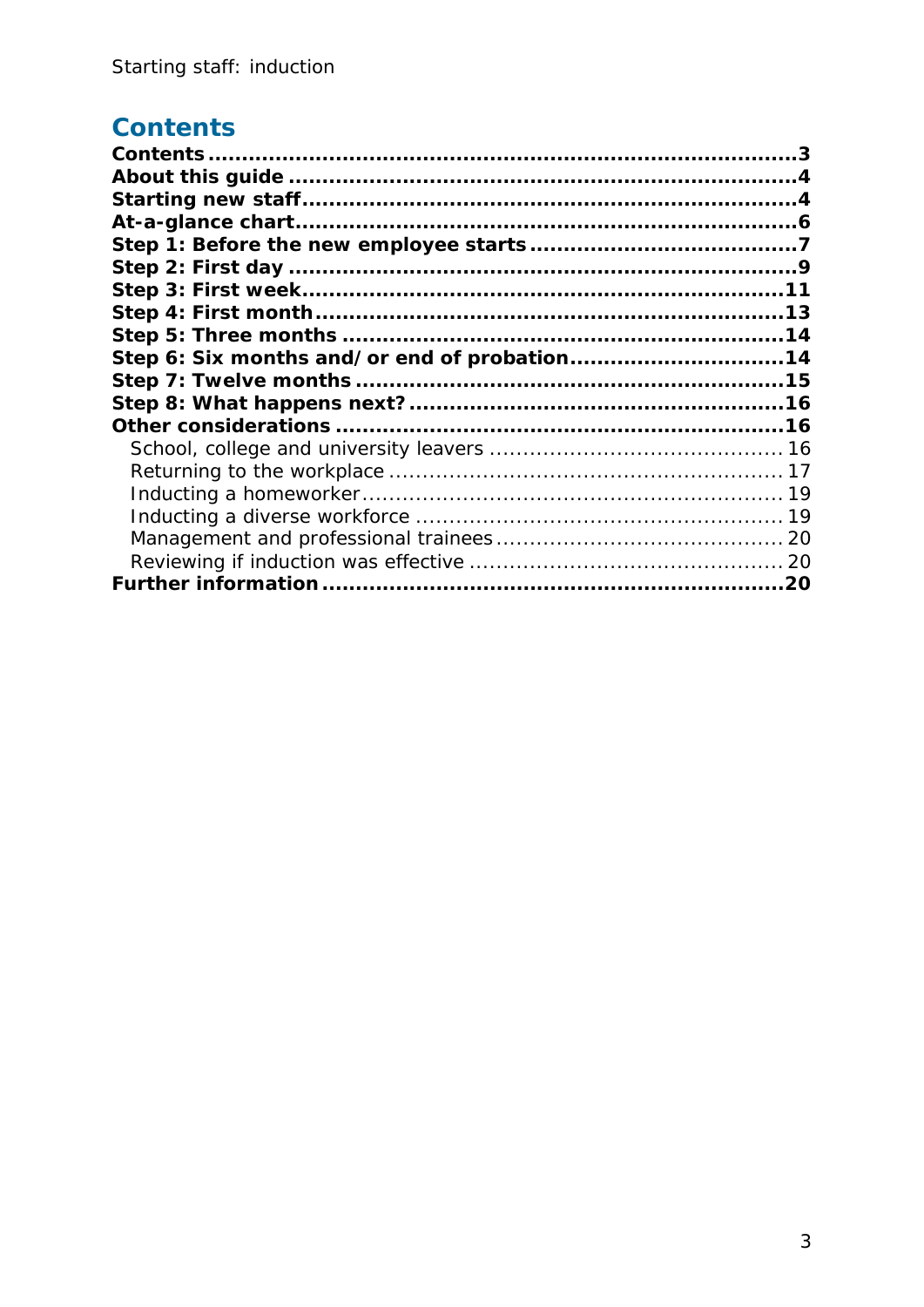## Contents

**Contents** ........................................................................ **3**
**About this guide** ........................................................................ **4**
**Starting new staff** ........................................................................ **4**
**At-a-glance chart** ........................................................................ **6**
**Step 1: Before the new employee starts** ........................................ **7**
**Step 2: First day** ........................................................................ **9**
**Step 3: First week** ........................................................................ **11**
**Step 4: First month** ........................................................................ **13**
**Step 5: Three months** ........................................................................ **14**
**Step 6: Six months and/or end of probation** ................................ **14**
**Step 7: Twelve months** ........................................................................ **15**
**Step 8: What happens next?** ........................................................ **16**
**Other considerations** ........................................................................ **16**
- School, college and university leavers ........................................ 16
- Returning to the workplace ........................................................ 17
- Inducting a homeworker ........................................................ 19
- Inducting a diverse workforce ........................................................ 19
- Management and professional trainees ........................................ 20
- Reviewing if induction was effective ........................................ 20

**Further information** ........................................................................ **20**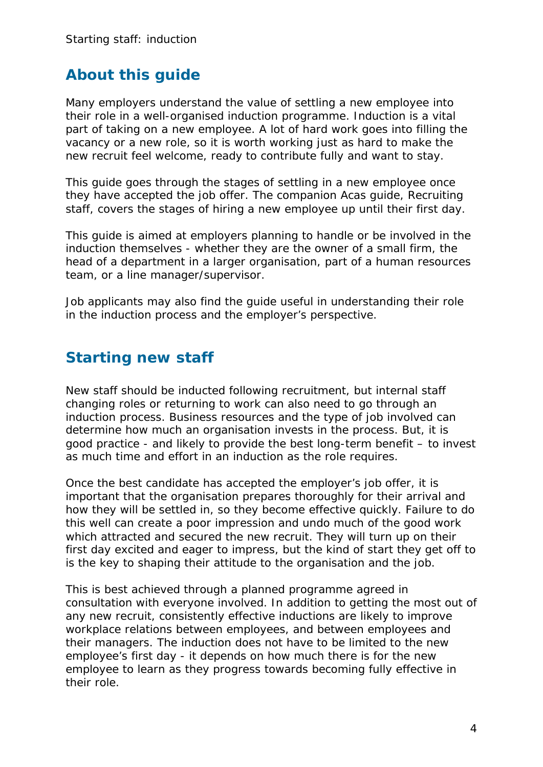## About this guide

Many employers understand the value of settling a new employee into their role in a well-organised induction programme. Induction is a vital part of taking on a new employee. A lot of hard work goes into filling the vacancy or a new role, so it is worth working just as hard to make the new recruit feel welcome, ready to contribute fully and want to stay.

This guide goes through the stages of settling in a new employee once they have accepted the job offer. The companion Acas guide, Recruiting staff, covers the stages of hiring a new employee up until their first day.

This guide is aimed at employers planning to handle or be involved in the induction themselves - whether they are the owner of a small firm, the head of a department in a larger organisation, part of a human resources team, or a line manager/supervisor.

Job applicants may also find the guide useful in understanding their role in the induction process and the employer's perspective.

## Starting new staff

New staff should be inducted following recruitment, but internal staff changing roles or returning to work can also need to go through an induction process. Business resources and the type of job involved can determine how much an organisation invests in the process. But, it is good practice - and likely to provide the best long-term benefit – to invest as much time and effort in an induction as the role requires.

Once the best candidate has accepted the employer's job offer, it is important that the organisation prepares thoroughly for their arrival and how they will be settled in, so they become effective quickly. Failure to do this well can create a poor impression and undo much of the good work which attracted and secured the new recruit. They will turn up on their first day excited and eager to impress, but the kind of start they get off to is the key to shaping their attitude to the organisation and the job.

This is best achieved through a planned programme agreed in consultation with everyone involved. In addition to getting the most out of any new recruit, consistently effective inductions are likely to improve workplace relations between employees, and between employees and their managers. The induction does not have to be limited to the new employee's first day - it depends on how much there is for the new employee to learn as they progress towards becoming fully effective in their role.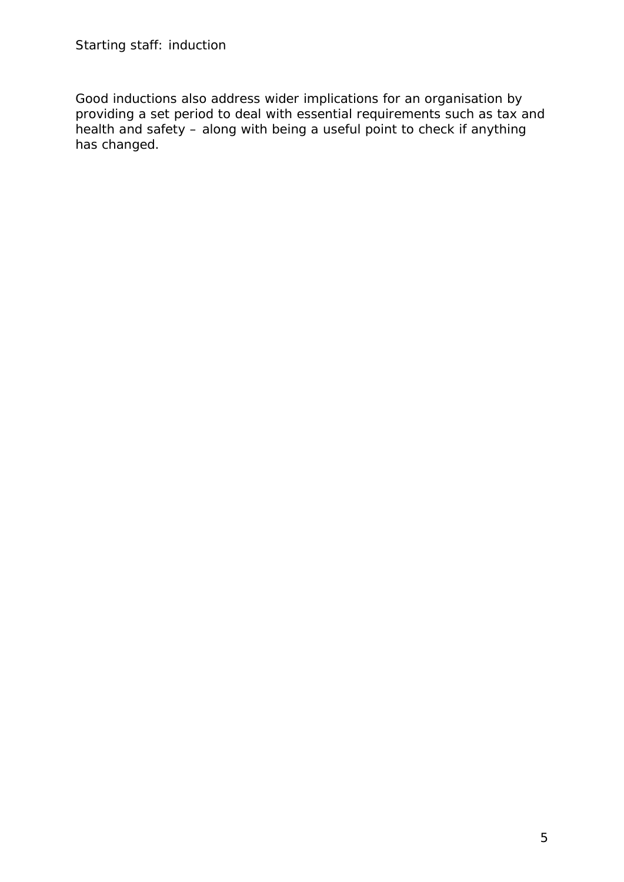Good inductions also address wider implications for an organisation by providing a set period to deal with essential requirements such as tax and health and safety – along with being a useful point to check if anything has changed.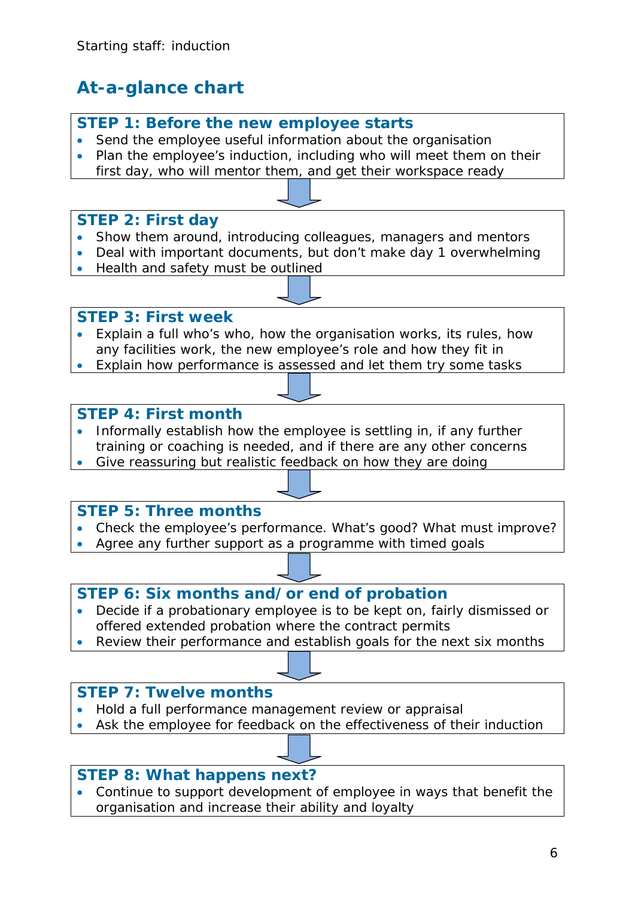## At-a-glance chart

### STEP 1: Before the new employee starts

- Send the employee useful information about the organisation
- Plan the employee's induction, including who will meet them on their first day, who will mentor them, and get their workspace ready

### STEP 2: First day

- Show them around, introducing colleagues, managers and mentors
- Deal with important documents, but don't make day 1 overwhelming
- Health and safety must be outlined

### STEP 3: First week

- Explain a full who's who, how the organisation works, its rules, how any facilities work, the new employee's role and how they fit in
- Explain how performance is assessed and let them try some tasks

### STEP 4: First month

- Informally establish how the employee is settling in, if any further training or coaching is needed, and if there are any other concerns
- Give reassuring but realistic feedback on how they are doing

### STEP 5: Three months

- Check the employee's performance. What's good? What must improve?
- Agree any further support as a programme with timed goals

### STEP 6: Six months and/or end of probation

- Decide if a probationary employee is to be kept on, fairly dismissed or offered extended probation where the contract permits
- Review their performance and establish goals for the next six months

### STEP 7: Twelve months

- Hold a full performance management review or appraisal
- Ask the employee for feedback on the effectiveness of their induction

### STEP 8: What happens next?

- Continue to support development of employee in ways that benefit the organisation and increase their ability and loyalty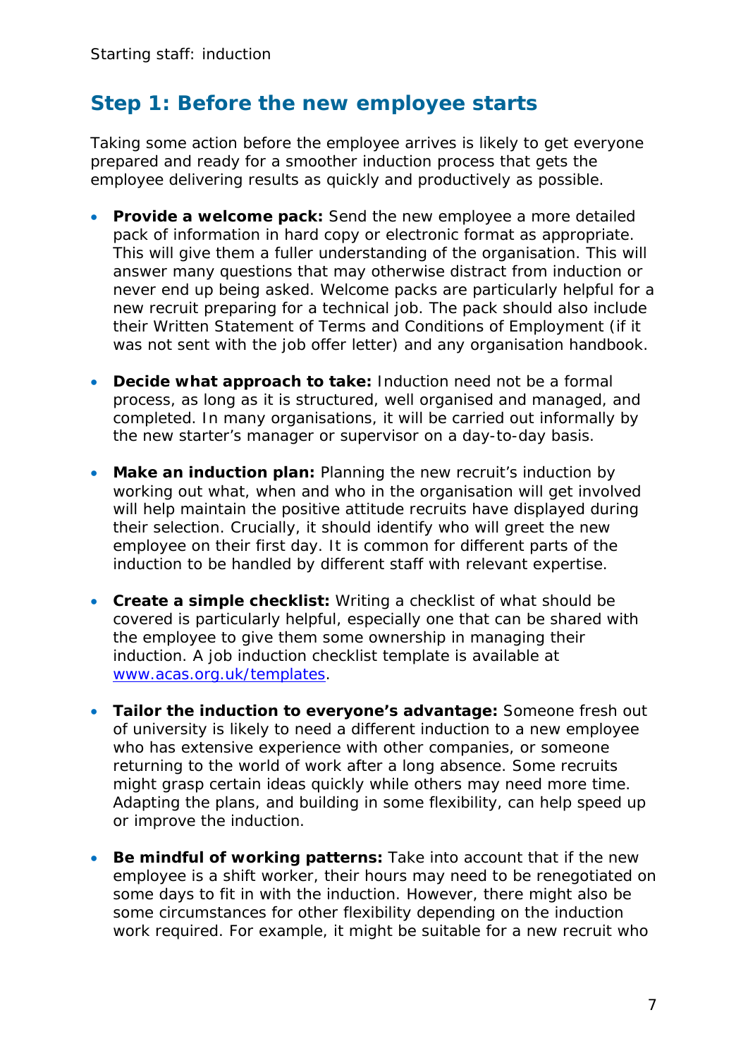## Step 1: Before the new employee starts

Taking some action before the employee arrives is likely to get everyone prepared and ready for a smoother induction process that gets the employee delivering results as quickly and productively as possible.

- **Provide a welcome pack:** Send the new employee a more detailed pack of information in hard copy or electronic format as appropriate. This will give them a fuller understanding of the organisation. This will answer many questions that may otherwise distract from induction or never end up being asked. Welcome packs are particularly helpful for a new recruit preparing for a technical job. The pack should also include their Written Statement of Terms and Conditions of Employment (if it was not sent with the job offer letter) and any organisation handbook.

- **Decide what approach to take:** Induction need not be a formal process, as long as it is structured, well organised and managed, and completed. In many organisations, it will be carried out informally by the new starter's manager or supervisor on a day-to-day basis.

- **Make an induction plan:** Planning the new recruit's induction by working out what, when and who in the organisation will get involved will help maintain the positive attitude recruits have displayed during their selection. Crucially, it should identify who will greet the new employee on their first day. It is common for different parts of the induction to be handled by different staff with relevant expertise.

- **Create a simple checklist:** Writing a checklist of what should be covered is particularly helpful, especially one that can be shared with the employee to give them some ownership in managing their induction. A job induction checklist template is available at [www.acas.org.uk/templates](http://www.acas.org.uk/templates).

- **Tailor the induction to everyone's advantage:** Someone fresh out of university is likely to need a different induction to a new employee who has extensive experience with other companies, or someone returning to the world of work after a long absence. Some recruits might grasp certain ideas quickly while others may need more time. Adapting the plans, and building in some flexibility, can help speed up or improve the induction.

- **Be mindful of working patterns:** Take into account that if the new employee is a shift worker, their hours may need to be renegotiated on some days to fit in with the induction. However, there might also be some circumstances for other flexibility depending on the induction work required. For example, it might be suitable for a new recruit who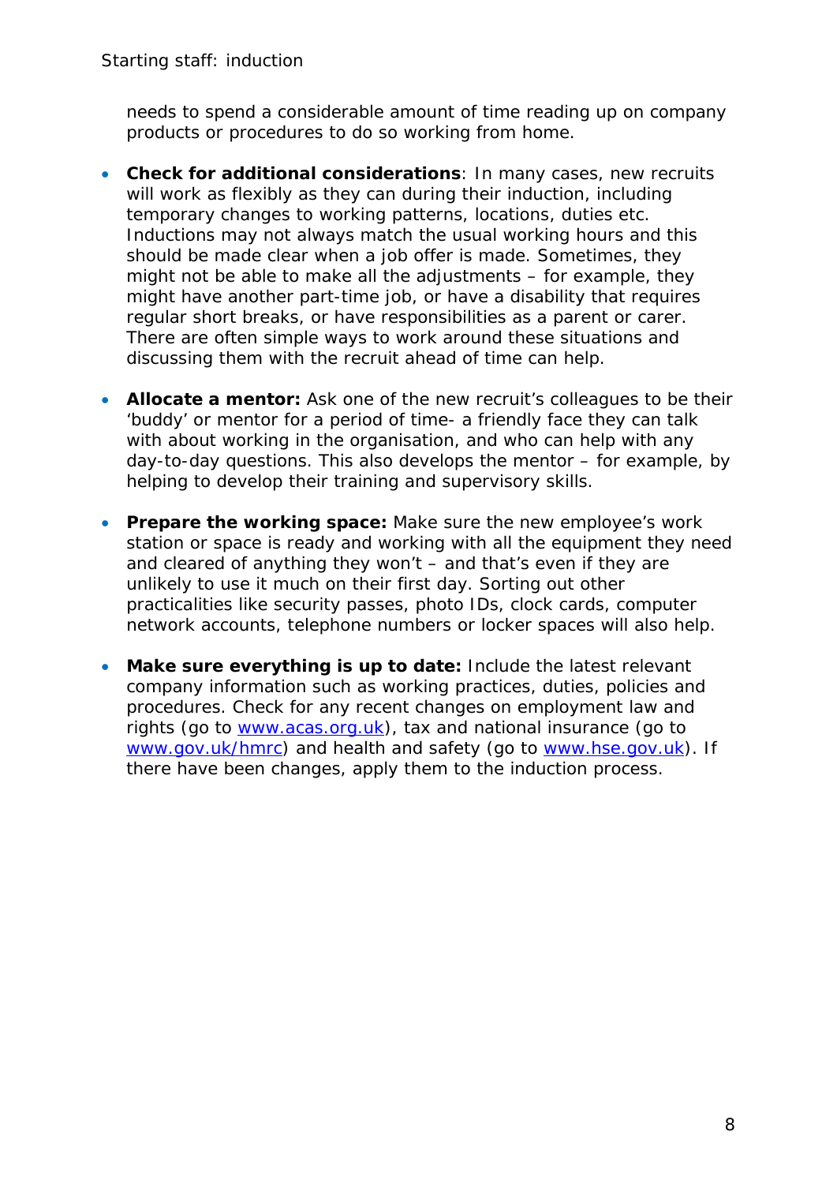needs to spend a considerable amount of time reading up on company products or procedures to do so working from home.

- **Check for additional considerations**: In many cases, new recruits will work as flexibly as they can during their induction, including temporary changes to working patterns, locations, duties etc. Inductions may not always match the usual working hours and this should be made clear when a job offer is made. Sometimes, they might not be able to make all the adjustments – for example, they might have another part-time job, or have a disability that requires regular short breaks, or have responsibilities as a parent or carer. There are often simple ways to work around these situations and discussing them with the recruit ahead of time can help.

- **Allocate a mentor:** Ask one of the new recruit's colleagues to be their 'buddy' or mentor for a period of time- a friendly face they can talk with about working in the organisation, and who can help with any day-to-day questions. This also develops the mentor – for example, by helping to develop their training and supervisory skills.

- **Prepare the working space:** Make sure the new employee's work station or space is ready and working with all the equipment they need and cleared of anything they won't – and that's even if they are unlikely to use it much on their first day. Sorting out other practicalities like security passes, photo IDs, clock cards, computer network accounts, telephone numbers or locker spaces will also help.

- **Make sure everything is up to date:** Include the latest relevant company information such as working practices, duties, policies and procedures. Check for any recent changes on employment law and rights (go to [www.acas.org.uk](http://www.acas.org.uk)), tax and national insurance (go to [www.gov.uk/hmrc](http://www.gov.uk/hmrc)) and health and safety (go to [www.hse.gov.uk](http://www.hse.gov.uk)). If there have been changes, apply them to the induction process.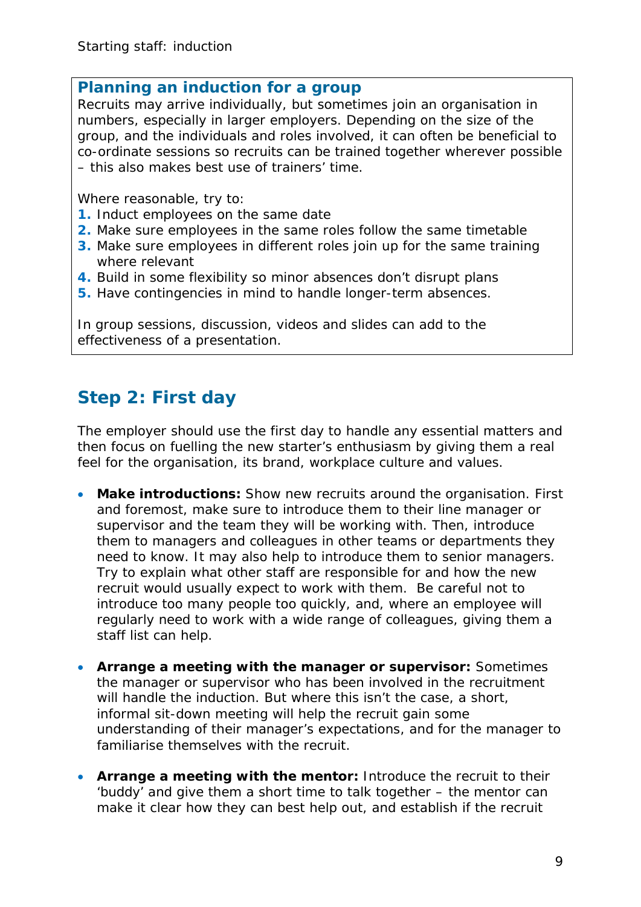### Planning an induction for a group

Recruits may arrive individually, but sometimes join an organisation in numbers, especially in larger employers. Depending on the size of the group, and the individuals and roles involved, it can often be beneficial to co-ordinate sessions so recruits can be trained together wherever possible – this also makes best use of trainers' time.

Where reasonable, try to:

1. Induct employees on the same date
2. Make sure employees in the same roles follow the same timetable
3. Make sure employees in different roles join up for the same training where relevant
4. Build in some flexibility so minor absences don't disrupt plans
5. Have contingencies in mind to handle longer-term absences.

In group sessions, discussion, videos and slides can add to the effectiveness of a presentation.

## Step 2: First day

The employer should use the first day to handle any essential matters and then focus on fuelling the new starter's enthusiasm by giving them a real feel for the organisation, its brand, workplace culture and values.

- **Make introductions:** Show new recruits around the organisation. First and foremost, make sure to introduce them to their line manager or supervisor and the team they will be working with. Then, introduce them to managers and colleagues in other teams or departments they need to know. It may also help to introduce them to senior managers. Try to explain what other staff are responsible for and how the new recruit would usually expect to work with them. Be careful not to introduce too many people too quickly, and, where an employee will regularly need to work with a wide range of colleagues, giving them a staff list can help.

- **Arrange a meeting with the manager or supervisor:** Sometimes the manager or supervisor who has been involved in the recruitment will handle the induction. But where this isn't the case, a short, informal sit-down meeting will help the recruit gain some understanding of their manager's expectations, and for the manager to familiarise themselves with the recruit.

- **Arrange a meeting with the mentor:** Introduce the recruit to their 'buddy' and give them a short time to talk together – the mentor can make it clear how they can best help out, and establish if the recruit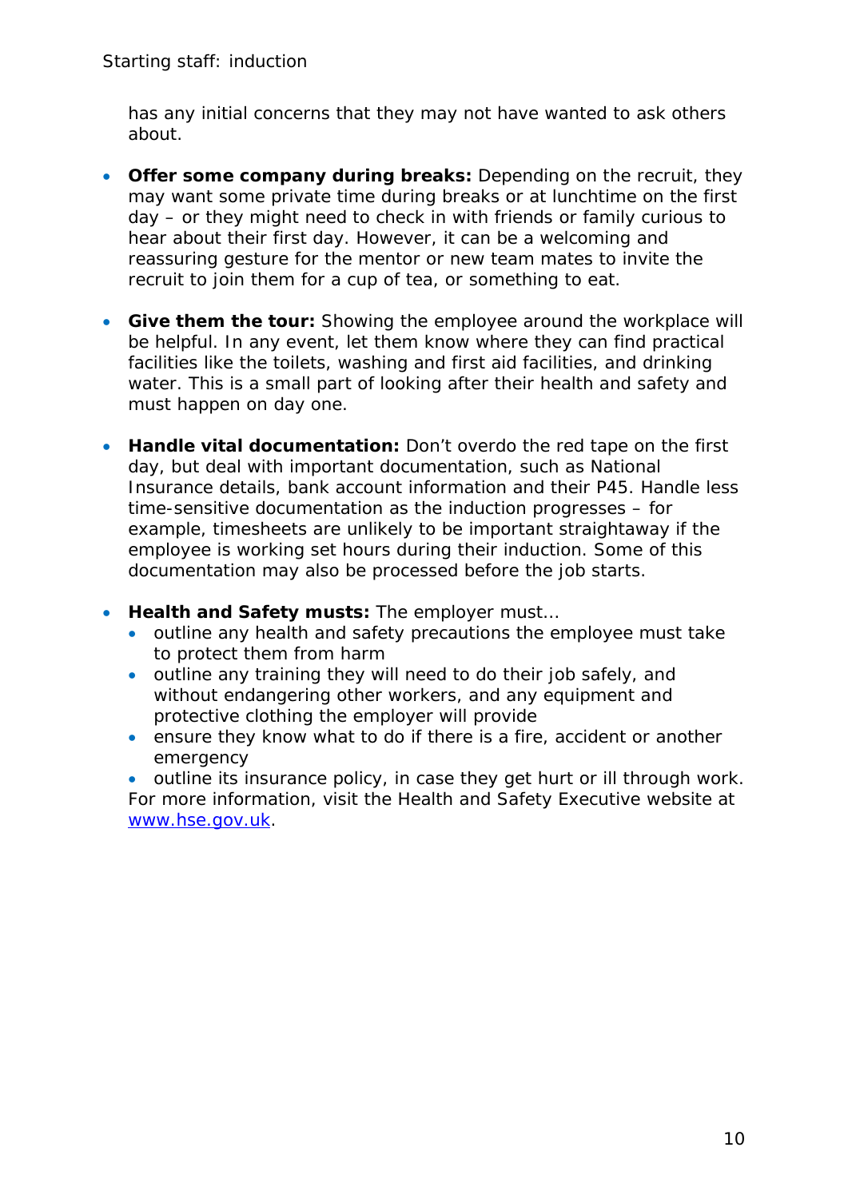has any initial concerns that they may not have wanted to ask others about.

- **Offer some company during breaks:** Depending on the recruit, they may want some private time during breaks or at lunchtime on the first day – or they might need to check in with friends or family curious to hear about their first day. However, it can be a welcoming and reassuring gesture for the mentor or new team mates to invite the recruit to join them for a cup of tea, or something to eat.

- **Give them the tour:** Showing the employee around the workplace will be helpful. In any event, let them know where they can find practical facilities like the toilets, washing and first aid facilities, and drinking water. This is a small part of looking after their health and safety and must happen on day one.

- **Handle vital documentation:** Don't overdo the red tape on the first day, but deal with important documentation, such as National Insurance details, bank account information and their P45. Handle less time-sensitive documentation as the induction progresses – for example, timesheets are unlikely to be important straightaway if the employee is working set hours during their induction. Some of this documentation may also be processed before the job starts.

- **Health and Safety musts:** The employer must…
  - outline any health and safety precautions the employee must take to protect them from harm
  - outline any training they will need to do their job safely, and without endangering other workers, and any equipment and protective clothing the employer will provide
  - ensure they know what to do if there is a fire, accident or another emergency
  - outline its insurance policy, in case they get hurt or ill through work.

  For more information, visit the Health and Safety Executive website at [www.hse.gov.uk](http://www.hse.gov.uk).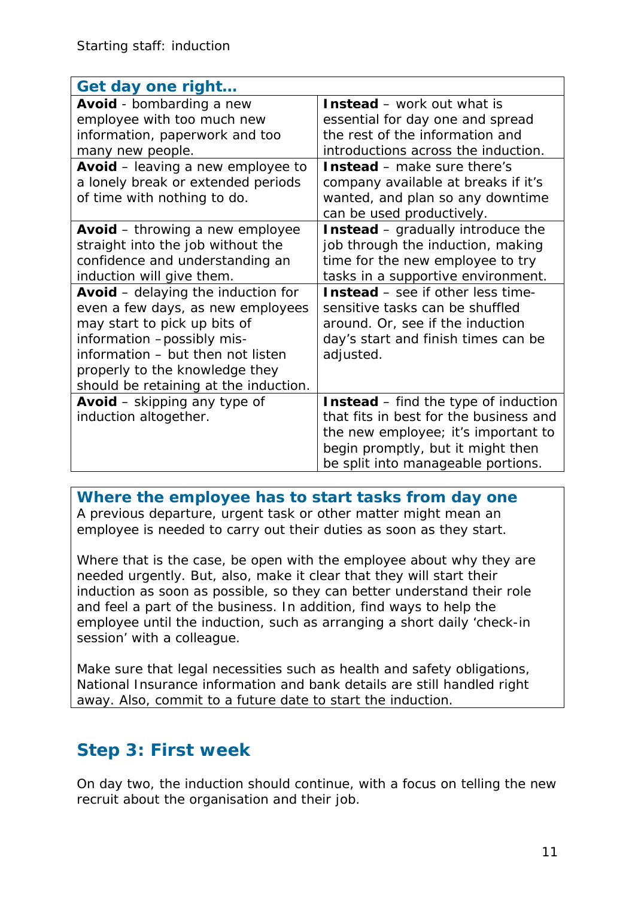| Get day one right… | |
|---|---|
| **Avoid** - bombarding a new employee with too much new information, paperwork and too many new people. | **Instead** – work out what is essential for day one and spread the rest of the information and introductions across the induction. |
| **Avoid** – leaving a new employee to a lonely break or extended periods of time with nothing to do. | **Instead** – make sure there's company available at breaks if it's wanted, and plan so any downtime can be used productively. |
| **Avoid** – throwing a new employee straight into the job without the confidence and understanding an induction will give them. | **Instead** – gradually introduce the job through the induction, making time for the new employee to try tasks in a supportive environment. |
| **Avoid** – delaying the induction for even a few days, as new employees may start to pick up bits of information –possibly mis-information – but then not listen properly to the knowledge they should be retaining at the induction. | **Instead** – see if other less time-sensitive tasks can be shuffled around. Or, see if the induction day's start and finish times can be adjusted. |
| **Avoid** – skipping any type of induction altogether. | **Instead** – find the type of induction that fits in best for the business and the new employee; it's important to begin promptly, but it might then be split into manageable portions. |

### Where the employee has to start tasks from day one

A previous departure, urgent task or other matter might mean an employee is needed to carry out their duties as soon as they start.

Where that is the case, be open with the employee about why they are needed urgently. But, also, make it clear that they will start their induction as soon as possible, so they can better understand their role and feel a part of the business. In addition, find ways to help the employee until the induction, such as arranging a short daily 'check-in session' with a colleague.

Make sure that legal necessities such as health and safety obligations, National Insurance information and bank details are still handled right away. Also, commit to a future date to start the induction.

## Step 3: First week

On day two, the induction should continue, with a focus on telling the new recruit about the organisation and their job.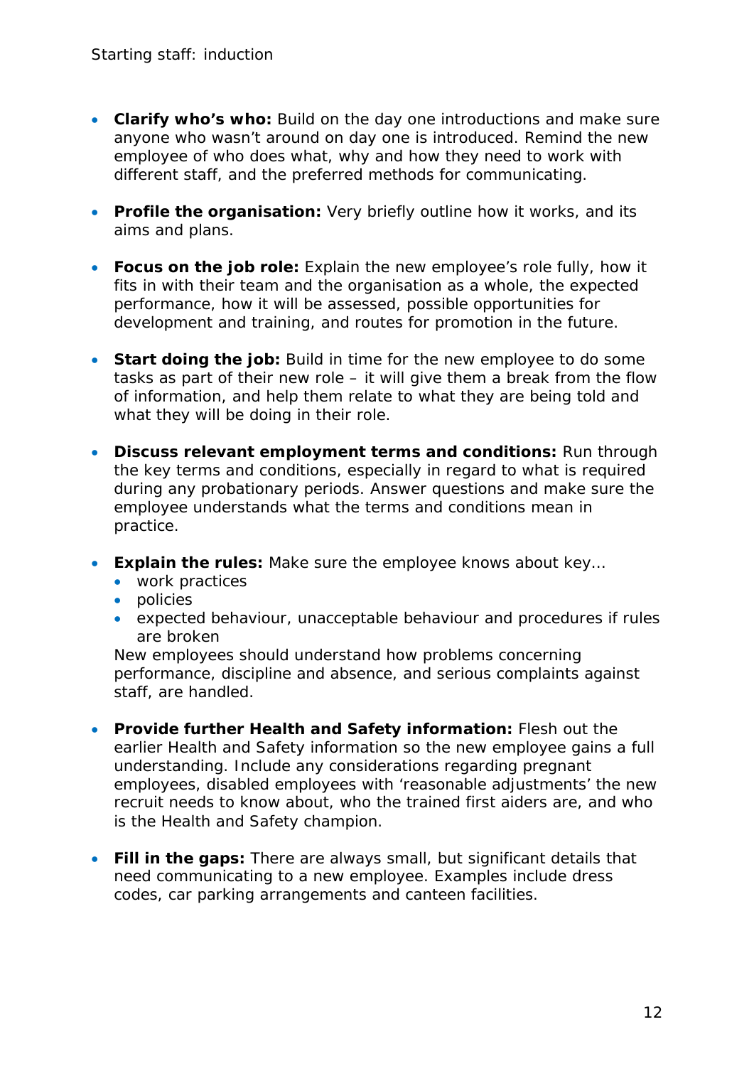- **Clarify who's who:** Build on the day one introductions and make sure anyone who wasn't around on day one is introduced. Remind the new employee of who does what, why and how they need to work with different staff, and the preferred methods for communicating.

- **Profile the organisation:** Very briefly outline how it works, and its aims and plans.

- **Focus on the job role:** Explain the new employee's role fully, how it fits in with their team and the organisation as a whole, the expected performance, how it will be assessed, possible opportunities for development and training, and routes for promotion in the future.

- **Start doing the job:** Build in time for the new employee to do some tasks as part of their new role – it will give them a break from the flow of information, and help them relate to what they are being told and what they will be doing in their role.

- **Discuss relevant employment terms and conditions:** Run through the key terms and conditions, especially in regard to what is required during any probationary periods. Answer questions and make sure the employee understands what the terms and conditions mean in practice.

- **Explain the rules:** Make sure the employee knows about key…
  - work practices
  - policies
  - expected behaviour, unacceptable behaviour and procedures if rules are broken

  New employees should understand how problems concerning performance, discipline and absence, and serious complaints against staff, are handled.

- **Provide further Health and Safety information:** Flesh out the earlier Health and Safety information so the new employee gains a full understanding. Include any considerations regarding pregnant employees, disabled employees with 'reasonable adjustments' the new recruit needs to know about, who the trained first aiders are, and who is the Health and Safety champion.

- **Fill in the gaps:** There are always small, but significant details that need communicating to a new employee. Examples include dress codes, car parking arrangements and canteen facilities.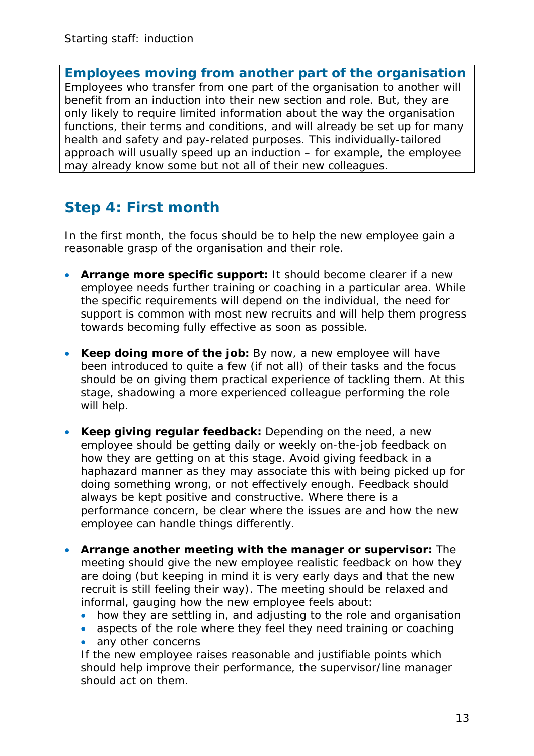### Employees moving from another part of the organisation

Employees who transfer from one part of the organisation to another will benefit from an induction into their new section and role. But, they are only likely to require limited information about the way the organisation functions, their terms and conditions, and will already be set up for many health and safety and pay-related purposes. This individually-tailored approach will usually speed up an induction – for example, the employee may already know some but not all of their new colleagues.

## Step 4: First month

In the first month, the focus should be to help the new employee gain a reasonable grasp of the organisation and their role.

- **Arrange more specific support:** It should become clearer if a new employee needs further training or coaching in a particular area. While the specific requirements will depend on the individual, the need for support is common with most new recruits and will help them progress towards becoming fully effective as soon as possible.

- **Keep doing more of the job:** By now, a new employee will have been introduced to quite a few (if not all) of their tasks and the focus should be on giving them practical experience of tackling them. At this stage, shadowing a more experienced colleague performing the role will help.

- **Keep giving regular feedback:** Depending on the need, a new employee should be getting daily or weekly on-the-job feedback on how they are getting on at this stage. Avoid giving feedback in a haphazard manner as they may associate this with being picked up for doing something wrong, or not effectively enough. Feedback should always be kept positive and constructive. Where there is a performance concern, be clear where the issues are and how the new employee can handle things differently.

- **Arrange another meeting with the manager or supervisor:** The meeting should give the new employee realistic feedback on how they are doing (but keeping in mind it is very early days and that the new recruit is still feeling their way). The meeting should be relaxed and informal, gauging how the new employee feels about:
  - how they are settling in, and adjusting to the role and organisation
  - aspects of the role where they feel they need training or coaching
  - any other concerns

  If the new employee raises reasonable and justifiable points which should help improve their performance, the supervisor/line manager should act on them.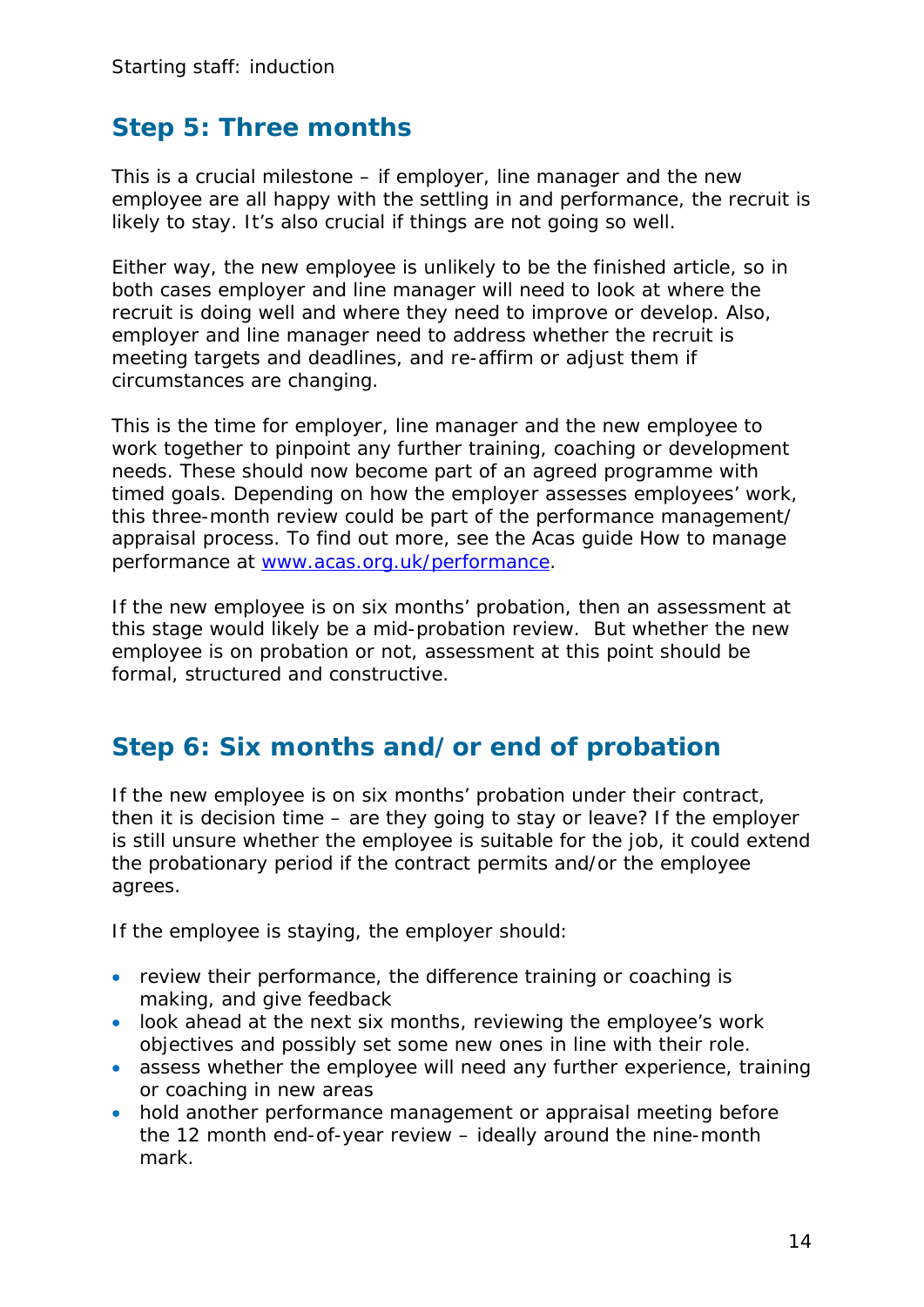## Step 5: Three months

This is a crucial milestone – if employer, line manager and the new employee are all happy with the settling in and performance, the recruit is likely to stay. It's also crucial if things are not going so well.

Either way, the new employee is unlikely to be the finished article, so in both cases employer and line manager will need to look at where the recruit is doing well and where they need to improve or develop. Also, employer and line manager need to address whether the recruit is meeting targets and deadlines, and re-affirm or adjust them if circumstances are changing.

This is the time for employer, line manager and the new employee to work together to pinpoint any further training, coaching or development needs. These should now become part of an agreed programme with timed goals. Depending on how the employer assesses employees' work, this three-month review could be part of the performance management/ appraisal process. To find out more, see the Acas guide How to manage performance at [www.acas.org.uk/performance](http://www.acas.org.uk/performance).

If the new employee is on six months' probation, then an assessment at this stage would likely be a mid-probation review. But whether the new employee is on probation or not, assessment at this point should be formal, structured and constructive.

## Step 6: Six months and/or end of probation

If the new employee is on six months' probation under their contract, then it is decision time – are they going to stay or leave? If the employer is still unsure whether the employee is suitable for the job, it could extend the probationary period if the contract permits and/or the employee agrees.

If the employee is staying, the employer should:

- review their performance, the difference training or coaching is making, and give feedback
- look ahead at the next six months, reviewing the employee's work objectives and possibly set some new ones in line with their role.
- assess whether the employee will need any further experience, training or coaching in new areas
- hold another performance management or appraisal meeting before the 12 month end-of-year review – ideally around the nine-month mark.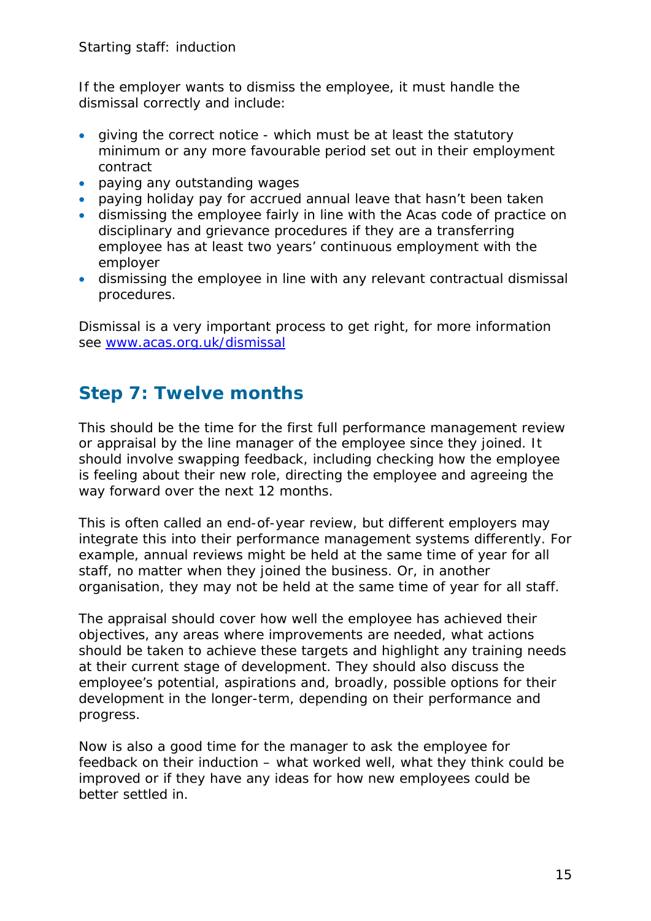If the employer wants to dismiss the employee, it must handle the dismissal correctly and include:

- giving the correct notice - which must be at least the statutory minimum or any more favourable period set out in their employment contract
- paying any outstanding wages
- paying holiday pay for accrued annual leave that hasn't been taken
- dismissing the employee fairly in line with the Acas code of practice on disciplinary and grievance procedures if they are a transferring employee has at least two years' continuous employment with the employer
- dismissing the employee in line with any relevant contractual dismissal procedures.

Dismissal is a very important process to get right, for more information see [www.acas.org.uk/dismissal](http://www.acas.org.uk/dismissal)

## Step 7: Twelve months

This should be the time for the first full performance management review or appraisal by the line manager of the employee since they joined. It should involve swapping feedback, including checking how the employee is feeling about their new role, directing the employee and agreeing the way forward over the next 12 months.

This is often called an end-of-year review, but different employers may integrate this into their performance management systems differently. For example, annual reviews might be held at the same time of year for all staff, no matter when they joined the business. Or, in another organisation, they may not be held at the same time of year for all staff.

The appraisal should cover how well the employee has achieved their objectives, any areas where improvements are needed, what actions should be taken to achieve these targets and highlight any training needs at their current stage of development. They should also discuss the employee's potential, aspirations and, broadly, possible options for their development in the longer-term, depending on their performance and progress.

Now is also a good time for the manager to ask the employee for feedback on their induction – what worked well, what they think could be improved or if they have any ideas for how new employees could be better settled in.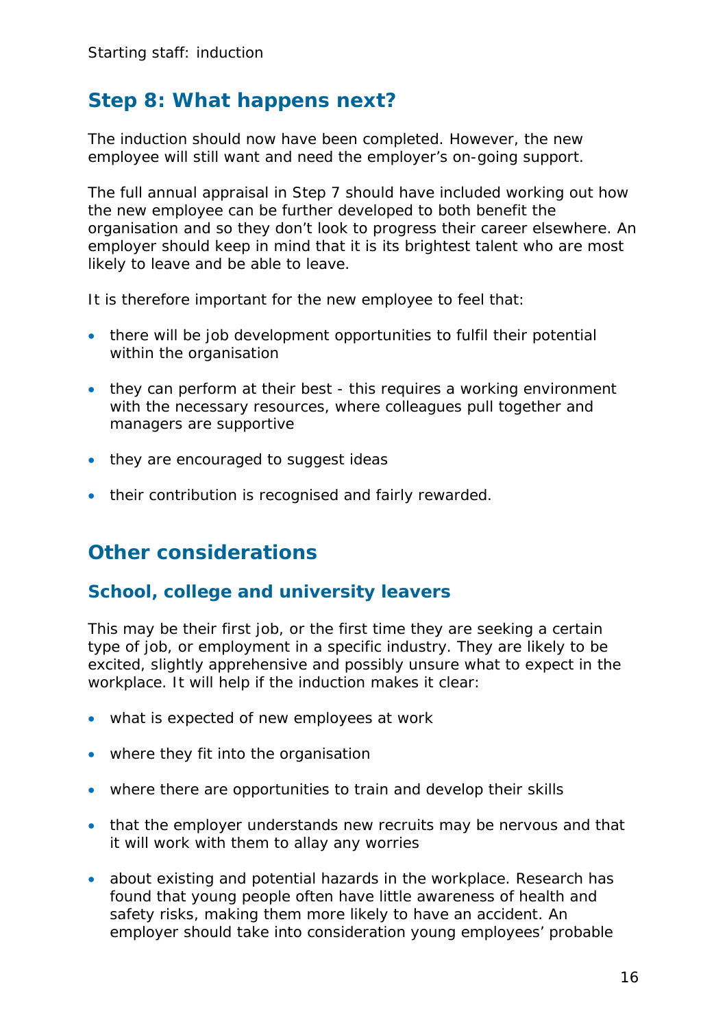## Step 8: What happens next?

The induction should now have been completed. However, the new employee will still want and need the employer's on-going support.

The full annual appraisal in Step 7 should have included working out how the new employee can be further developed to both benefit the organisation and so they don't look to progress their career elsewhere. An employer should keep in mind that it is its brightest talent who are most likely to leave and be able to leave.

It is therefore important for the new employee to feel that:

- there will be job development opportunities to fulfil their potential within the organisation
- they can perform at their best - this requires a working environment with the necessary resources, where colleagues pull together and managers are supportive
- they are encouraged to suggest ideas
- their contribution is recognised and fairly rewarded.

## Other considerations

### School, college and university leavers

This may be their first job, or the first time they are seeking a certain type of job, or employment in a specific industry. They are likely to be excited, slightly apprehensive and possibly unsure what to expect in the workplace. It will help if the induction makes it clear:

- what is expected of new employees at work
- where they fit into the organisation
- where there are opportunities to train and develop their skills
- that the employer understands new recruits may be nervous and that it will work with them to allay any worries
- about existing and potential hazards in the workplace. Research has found that young people often have little awareness of health and safety risks, making them more likely to have an accident. An employer should take into consideration young employees' probable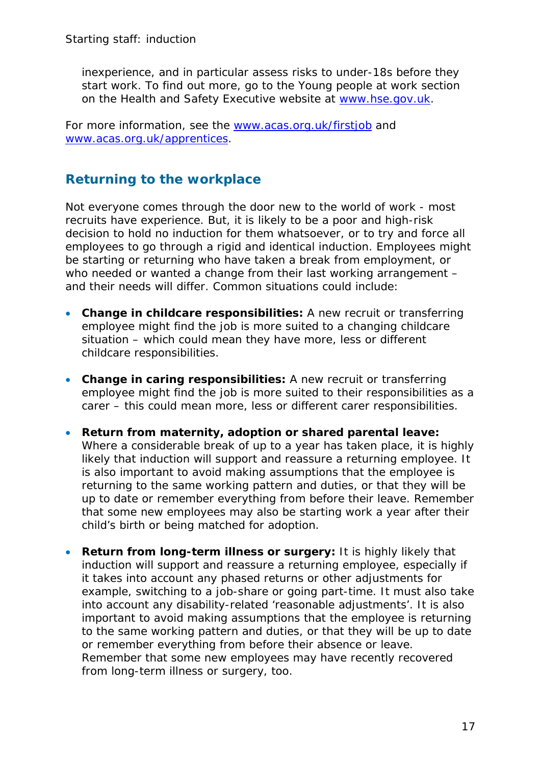inexperience, and in particular assess risks to under-18s before they start work. To find out more, go to the Young people at work section on the Health and Safety Executive website at [www.hse.gov.uk](http://www.hse.gov.uk).

For more information, see the [www.acas.org.uk/firstjob](http://www.acas.org.uk/firstjob) and [www.acas.org.uk/apprentices](http://www.acas.org.uk/apprentices).

## Returning to the workplace

Not everyone comes through the door new to the world of work - most recruits have experience. But, it is likely to be a poor and high-risk decision to hold no induction for them whatsoever, or to try and force all employees to go through a rigid and identical induction. Employees might be starting or returning who have taken a break from employment, or who needed or wanted a change from their last working arrangement – and their needs will differ. Common situations could include:

- **Change in childcare responsibilities:** A new recruit or transferring employee might find the job is more suited to a changing childcare situation – which could mean they have more, less or different childcare responsibilities.
- **Change in caring responsibilities:** A new recruit or transferring employee might find the job is more suited to their responsibilities as a carer – this could mean more, less or different carer responsibilities.
- **Return from maternity, adoption or shared parental leave:** Where a considerable break of up to a year has taken place, it is highly likely that induction will support and reassure a returning employee. It is also important to avoid making assumptions that the employee is returning to the same working pattern and duties, or that they will be up to date or remember everything from before their leave. Remember that some new employees may also be starting work a year after their child's birth or being matched for adoption.
- **Return from long-term illness or surgery:** It is highly likely that induction will support and reassure a returning employee, especially if it takes into account any phased returns or other adjustments for example, switching to a job-share or going part-time. It must also take into account any disability-related 'reasonable adjustments'. It is also important to avoid making assumptions that the employee is returning to the same working pattern and duties, or that they will be up to date or remember everything from before their absence or leave. Remember that some new employees may have recently recovered from long-term illness or surgery, too.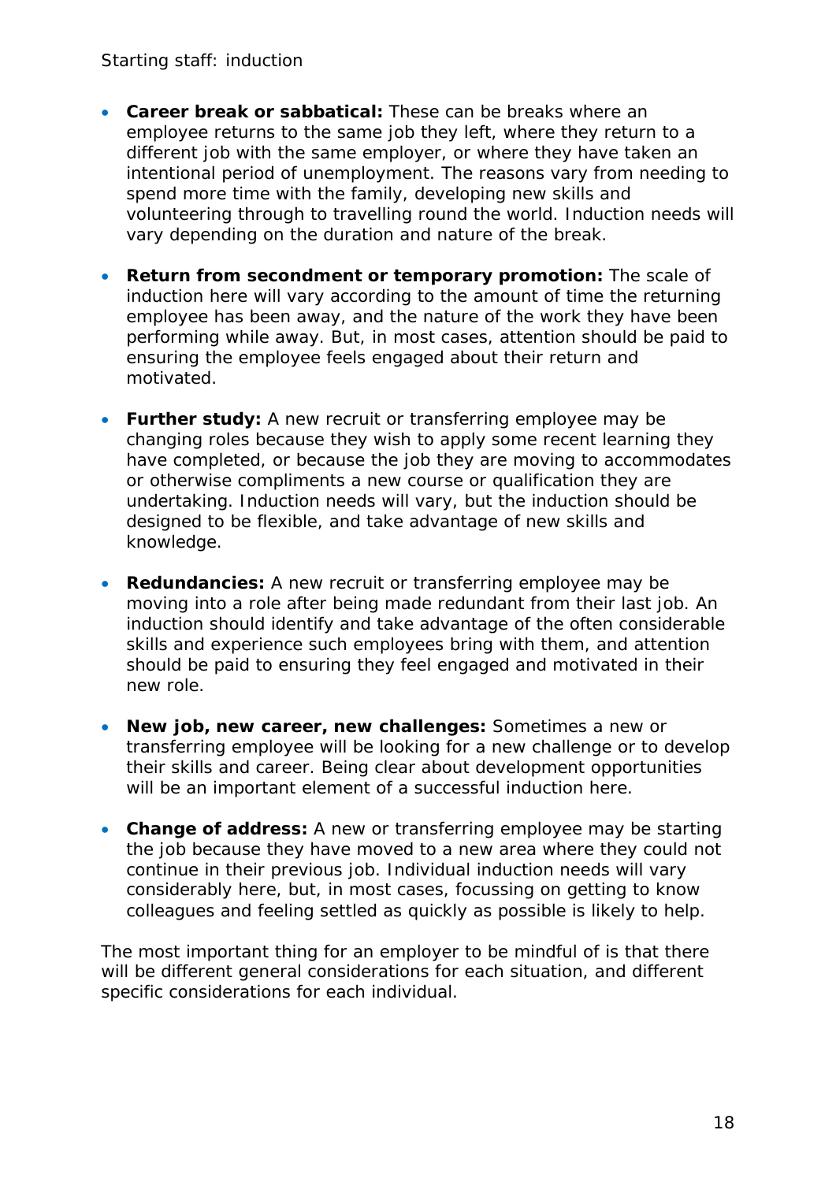- **Career break or sabbatical:** These can be breaks where an employee returns to the same job they left, where they return to a different job with the same employer, or where they have taken an intentional period of unemployment. The reasons vary from needing to spend more time with the family, developing new skills and volunteering through to travelling round the world. Induction needs will vary depending on the duration and nature of the break.

- **Return from secondment or temporary promotion:** The scale of induction here will vary according to the amount of time the returning employee has been away, and the nature of the work they have been performing while away. But, in most cases, attention should be paid to ensuring the employee feels engaged about their return and motivated.

- **Further study:** A new recruit or transferring employee may be changing roles because they wish to apply some recent learning they have completed, or because the job they are moving to accommodates or otherwise compliments a new course or qualification they are undertaking. Induction needs will vary, but the induction should be designed to be flexible, and take advantage of new skills and knowledge.

- **Redundancies:** A new recruit or transferring employee may be moving into a role after being made redundant from their last job. An induction should identify and take advantage of the often considerable skills and experience such employees bring with them, and attention should be paid to ensuring they feel engaged and motivated in their new role.

- **New job, new career, new challenges:** Sometimes a new or transferring employee will be looking for a new challenge or to develop their skills and career. Being clear about development opportunities will be an important element of a successful induction here.

- **Change of address:** A new or transferring employee may be starting the job because they have moved to a new area where they could not continue in their previous job. Individual induction needs will vary considerably here, but, in most cases, focussing on getting to know colleagues and feeling settled as quickly as possible is likely to help.

The most important thing for an employer to be mindful of is that there will be different general considerations for each situation, and different specific considerations for each individual.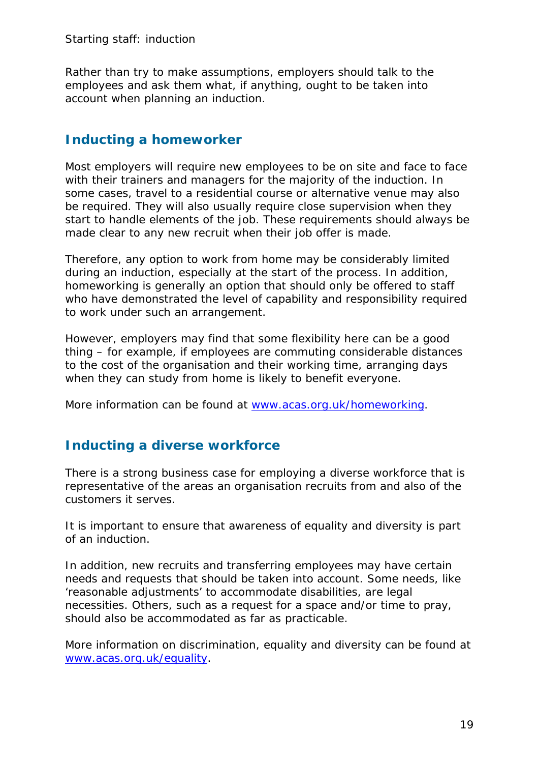Rather than try to make assumptions, employers should talk to the employees and ask them what, if anything, ought to be taken into account when planning an induction.

## Inducting a homeworker

Most employers will require new employees to be on site and face to face with their trainers and managers for the majority of the induction. In some cases, travel to a residential course or alternative venue may also be required. They will also usually require close supervision when they start to handle elements of the job. These requirements should always be made clear to any new recruit when their job offer is made.

Therefore, any option to work from home may be considerably limited during an induction, especially at the start of the process. In addition, homeworking is generally an option that should only be offered to staff who have demonstrated the level of capability and responsibility required to work under such an arrangement.

However, employers may find that some flexibility here can be a good thing – for example, if employees are commuting considerable distances to the cost of the organisation and their working time, arranging days when they can study from home is likely to benefit everyone.

More information can be found at [www.acas.org.uk/homeworking](www.acas.org.uk/homeworking).

## Inducting a diverse workforce

There is a strong business case for employing a diverse workforce that is representative of the areas an organisation recruits from and also of the customers it serves.

It is important to ensure that awareness of equality and diversity is part of an induction.

In addition, new recruits and transferring employees may have certain needs and requests that should be taken into account. Some needs, like 'reasonable adjustments' to accommodate disabilities, are legal necessities. Others, such as a request for a space and/or time to pray, should also be accommodated as far as practicable.

More information on discrimination, equality and diversity can be found at [www.acas.org.uk/equality](www.acas.org.uk/equality).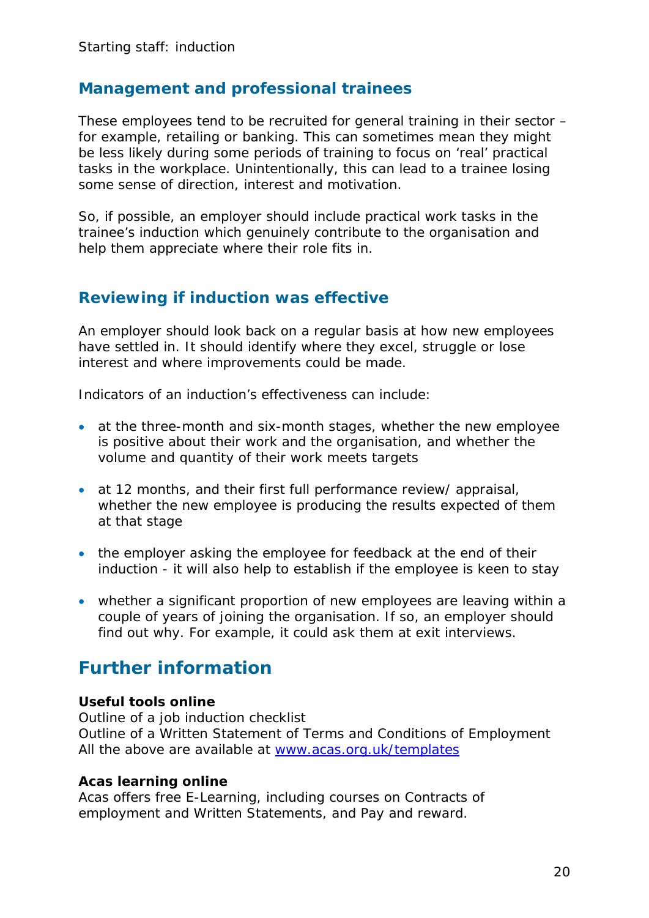## Management and professional trainees

These employees tend to be recruited for general training in their sector – for example, retailing or banking. This can sometimes mean they might be less likely during some periods of training to focus on 'real' practical tasks in the workplace. Unintentionally, this can lead to a trainee losing some sense of direction, interest and motivation.

So, if possible, an employer should include practical work tasks in the trainee's induction which genuinely contribute to the organisation and help them appreciate where their role fits in.

## Reviewing if induction was effective

An employer should look back on a regular basis at how new employees have settled in. It should identify where they excel, struggle or lose interest and where improvements could be made.

Indicators of an induction's effectiveness can include:

- at the three-month and six-month stages, whether the new employee is positive about their work and the organisation, and whether the volume and quantity of their work meets targets
- at 12 months, and their first full performance review/ appraisal, whether the new employee is producing the results expected of them at that stage
- the employer asking the employee for feedback at the end of their induction - it will also help to establish if the employee is keen to stay
- whether a significant proportion of new employees are leaving within a couple of years of joining the organisation. If so, an employer should find out why. For example, it could ask them at exit interviews.

# Further information

**Useful tools online**
Outline of a job induction checklist
Outline of a Written Statement of Terms and Conditions of Employment
All the above are available at [www.acas.org.uk/templates](http://www.acas.org.uk/templates)

**Acas learning online**
Acas offers free E-Learning, including courses on Contracts of employment and Written Statements, and Pay and reward.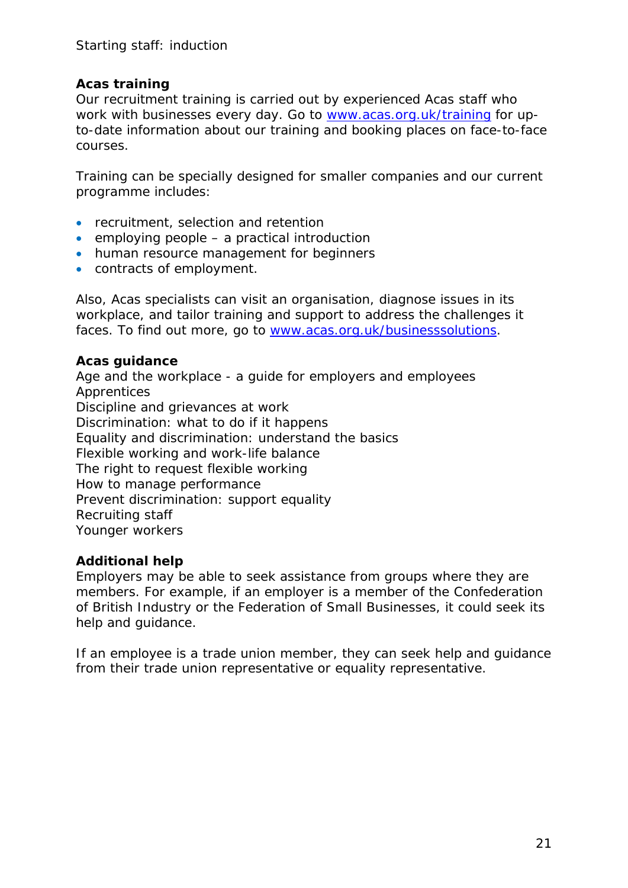### Acas training

Our recruitment training is carried out by experienced Acas staff who work with businesses every day. Go to [www.acas.org.uk/training](http://www.acas.org.uk/training) for up-to-date information about our training and booking places on face-to-face courses.

Training can be specially designed for smaller companies and our current programme includes:

- recruitment, selection and retention
- employing people – a practical introduction
- human resource management for beginners
- contracts of employment.

Also, Acas specialists can visit an organisation, diagnose issues in its workplace, and tailor training and support to address the challenges it faces. To find out more, go to [www.acas.org.uk/businesssolutions](http://www.acas.org.uk/businesssolutions).

### Acas guidance

Age and the workplace - a guide for employers and employees
Apprentices
Discipline and grievances at work
Discrimination: what to do if it happens
Equality and discrimination: understand the basics
Flexible working and work-life balance
The right to request flexible working
How to manage performance
Prevent discrimination: support equality
Recruiting staff
Younger workers

### Additional help

Employers may be able to seek assistance from groups where they are members. For example, if an employer is a member of the Confederation of British Industry or the Federation of Small Businesses, it could seek its help and guidance.

If an employee is a trade union member, they can seek help and guidance from their trade union representative or equality representative.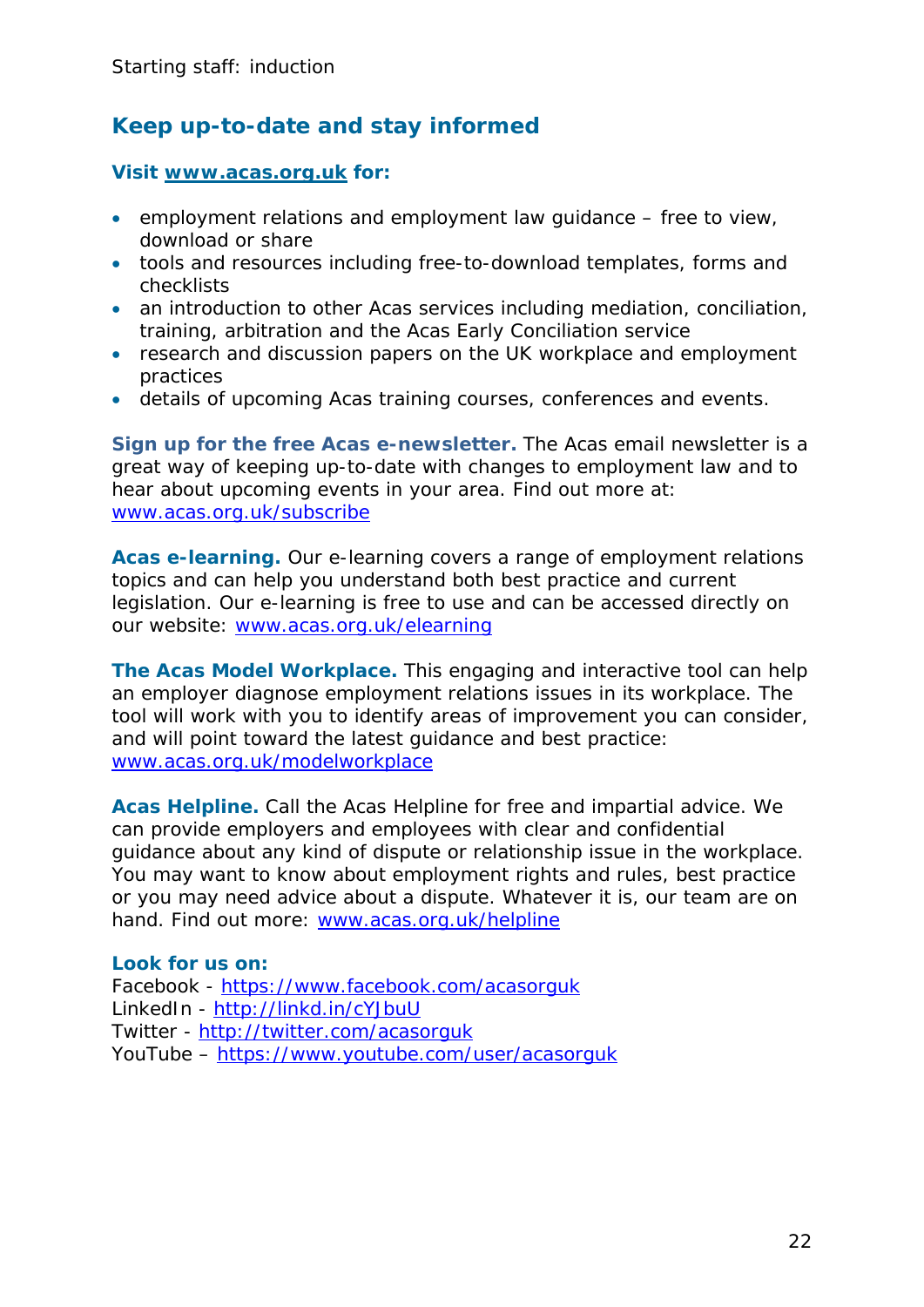## Keep up-to-date and stay informed

**Visit [www.acas.org.uk](http://www.acas.org.uk) for:**

- employment relations and employment law guidance – free to view, download or share
- tools and resources including free-to-download templates, forms and checklists
- an introduction to other Acas services including mediation, conciliation, training, arbitration and the Acas Early Conciliation service
- research and discussion papers on the UK workplace and employment practices
- details of upcoming Acas training courses, conferences and events.

**Sign up for the free Acas e-newsletter.** The Acas email newsletter is a great way of keeping up-to-date with changes to employment law and to hear about upcoming events in your area. Find out more at: [www.acas.org.uk/subscribe](http://www.acas.org.uk/subscribe)

**Acas e-learning.** Our e-learning covers a range of employment relations topics and can help you understand both best practice and current legislation. Our e-learning is free to use and can be accessed directly on our website: [www.acas.org.uk/elearning](http://www.acas.org.uk/elearning)

**The Acas Model Workplace.** This engaging and interactive tool can help an employer diagnose employment relations issues in its workplace. The tool will work with you to identify areas of improvement you can consider, and will point toward the latest guidance and best practice: [www.acas.org.uk/modelworkplace](http://www.acas.org.uk/modelworkplace)

**Acas Helpline.** Call the Acas Helpline for free and impartial advice. We can provide employers and employees with clear and confidential guidance about any kind of dispute or relationship issue in the workplace. You may want to know about employment rights and rules, best practice or you may need advice about a dispute. Whatever it is, our team are on hand. Find out more: [www.acas.org.uk/helpline](http://www.acas.org.uk/helpline)

**Look for us on:**

Facebook - [https://www.facebook.com/acasorguk](https://www.facebook.com/acasorguk)
LinkedIn - [http://linkd.in/cYJbuU](http://linkd.in/cYJbuU)
Twitter - [http://twitter.com/acasorguk](http://twitter.com/acasorguk)
YouTube – [https://www.youtube.com/user/acasorguk](https://www.youtube.com/user/acasorguk)